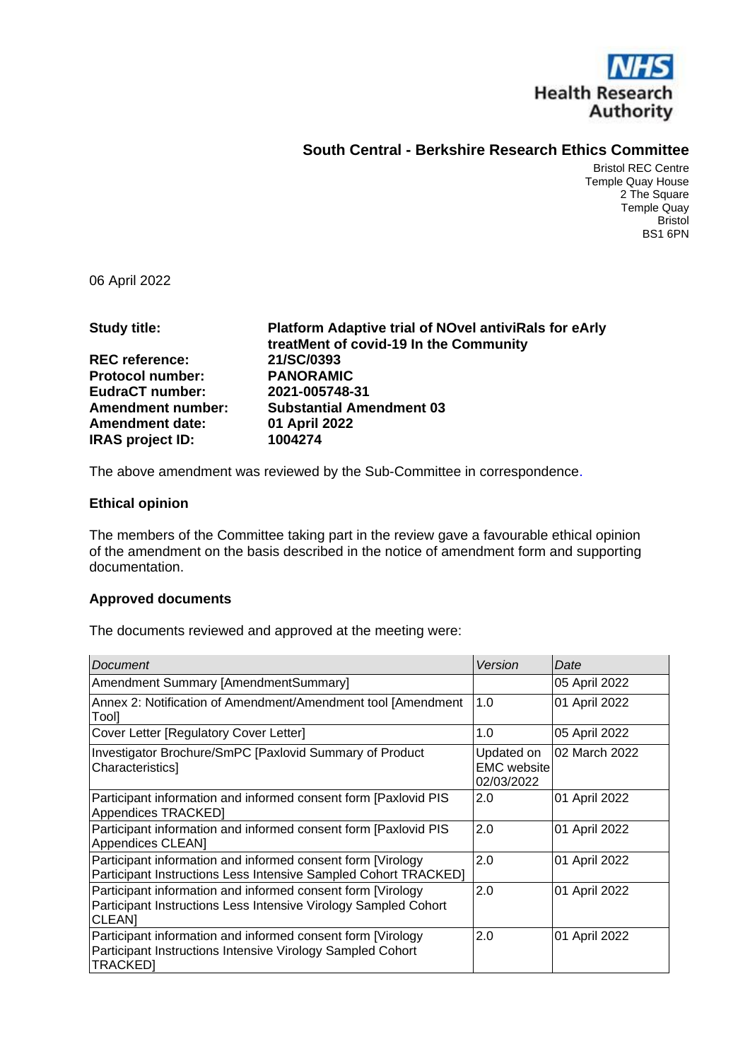NHS Health Research Authority

## South Central - Berkshire Research Ethics Committee

Bristol REC Centre
Temple Quay House
2 The Square
Temple Quay
Bristol
BS1 6PN

06 April 2022

| | |
|---|---|
| **Study title:** | **Platform Adaptive trial of NOvel antiviRals for eArly treatMent of covid-19 In the Community** |
| **REC reference:** | **21/SC/0393** |
| **Protocol number:** | **PANORAMIC** |
| **EudraCT number:** | **2021-005748-31** |
| **Amendment number:** | **Substantial Amendment 03** |
| **Amendment date:** | **01 April 2022** |
| **IRAS project ID:** | **1004274** |

The above amendment was reviewed by the Sub-Committee in correspondence.

### Ethical opinion

The members of the Committee taking part in the review gave a favourable ethical opinion of the amendment on the basis described in the notice of amendment form and supporting documentation.

### Approved documents

The documents reviewed and approved at the meeting were:

| *Document* | *Version* | *Date* |
|---|---|---|
| Amendment Summary [AmendmentSummary] | | 05 April 2022 |
| Annex 2: Notification of Amendment/Amendment tool [Amendment Tool] | 1.0 | 01 April 2022 |
| Cover Letter [Regulatory Cover Letter] | 1.0 | 05 April 2022 |
| Investigator Brochure/SmPC [Paxlovid Summary of Product Characteristics] | Updated on EMC website 02/03/2022 | 02 March 2022 |
| Participant information and informed consent form [Paxlovid PIS Appendices TRACKED] | 2.0 | 01 April 2022 |
| Participant information and informed consent form [Paxlovid PIS Appendices CLEAN] | 2.0 | 01 April 2022 |
| Participant information and informed consent form [Virology Participant Instructions Less Intensive Sampled Cohort TRACKED] | 2.0 | 01 April 2022 |
| Participant information and informed consent form [Virology Participant Instructions Less Intensive Virology Sampled Cohort CLEAN] | 2.0 | 01 April 2022 |
| Participant information and informed consent form [Virology Participant Instructions Intensive Virology Sampled Cohort TRACKED] | 2.0 | 01 April 2022 |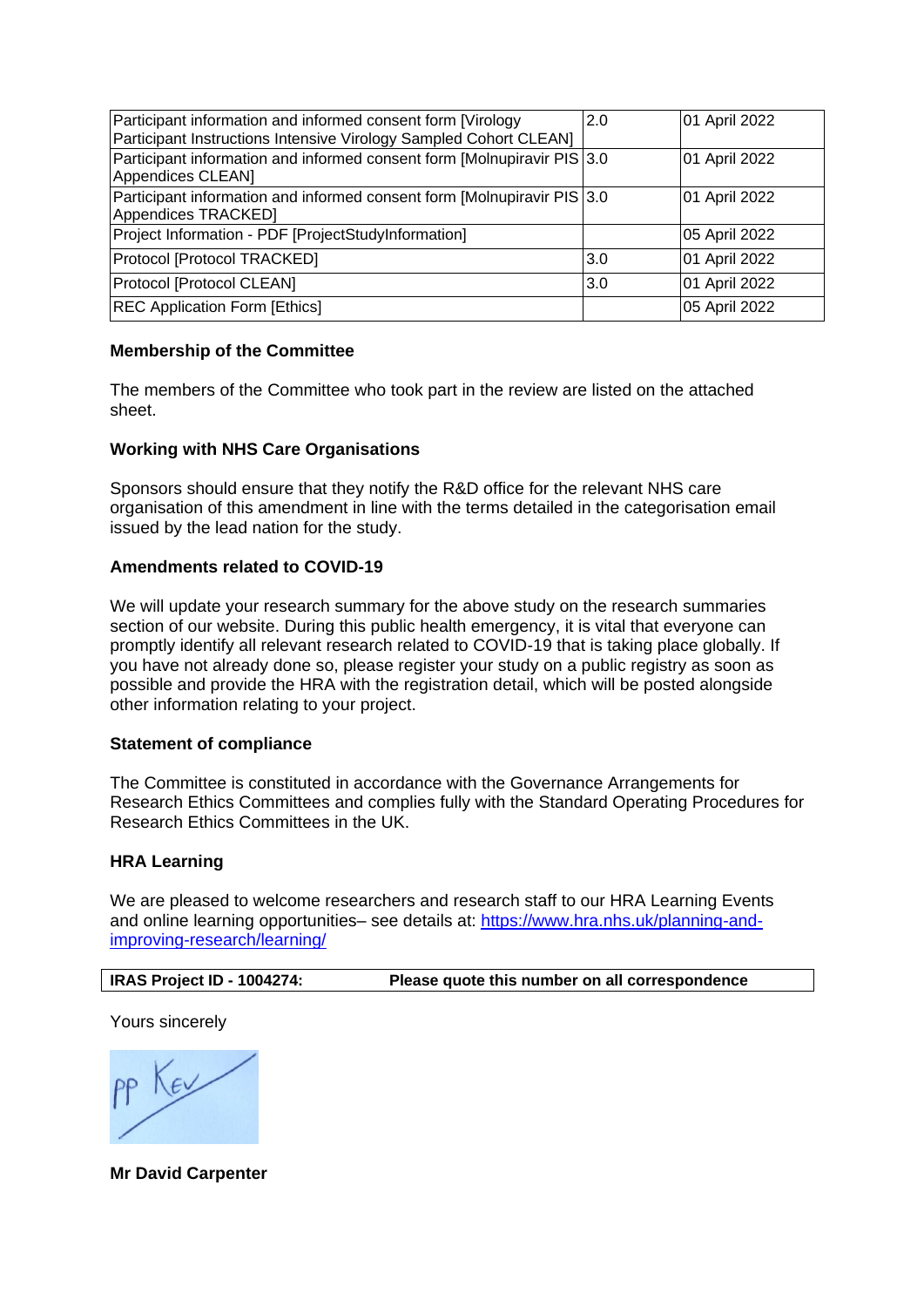| Participant information and informed consent form [Virology Participant Instructions Intensive Virology Sampled Cohort CLEAN] | 2.0 | 01 April 2022 |
|---|---|---|
| Participant information and informed consent form [Molnupiravir PIS Appendices CLEAN] | 3.0 | 01 April 2022 |
| Participant information and informed consent form [Molnupiravir PIS Appendices TRACKED] | 3.0 | 01 April 2022 |
| Project Information - PDF [ProjectStudyInformation] | | 05 April 2022 |
| Protocol [Protocol TRACKED] | 3.0 | 01 April 2022 |
| Protocol [Protocol CLEAN] | 3.0 | 01 April 2022 |
| REC Application Form [Ethics] | | 05 April 2022 |

**Membership of the Committee**

The members of the Committee who took part in the review are listed on the attached sheet.

**Working with NHS Care Organisations**

Sponsors should ensure that they notify the R&D office for the relevant NHS care organisation of this amendment in line with the terms detailed in the categorisation email issued by the lead nation for the study.

**Amendments related to COVID-19**

We will update your research summary for the above study on the research summaries section of our website. During this public health emergency, it is vital that everyone can promptly identify all relevant research related to COVID-19 that is taking place globally. If you have not already done so, please register your study on a public registry as soon as possible and provide the HRA with the registration detail, which will be posted alongside other information relating to your project.

**Statement of compliance**

The Committee is constituted in accordance with the Governance Arrangements for Research Ethics Committees and complies fully with the Standard Operating Procedures for Research Ethics Committees in the UK.

**HRA Learning**

We are pleased to welcome researchers and research staff to our HRA Learning Events and online learning opportunities– see details at: [https://www.hra.nhs.uk/planning-and-improving-research/learning/](https://www.hra.nhs.uk/planning-and-improving-research/learning/)

| **IRAS Project ID - 1004274:** | **Please quote this number on all correspondence** |
|---|---|

Yours sincerely

pp Kev

**Mr David Carpenter**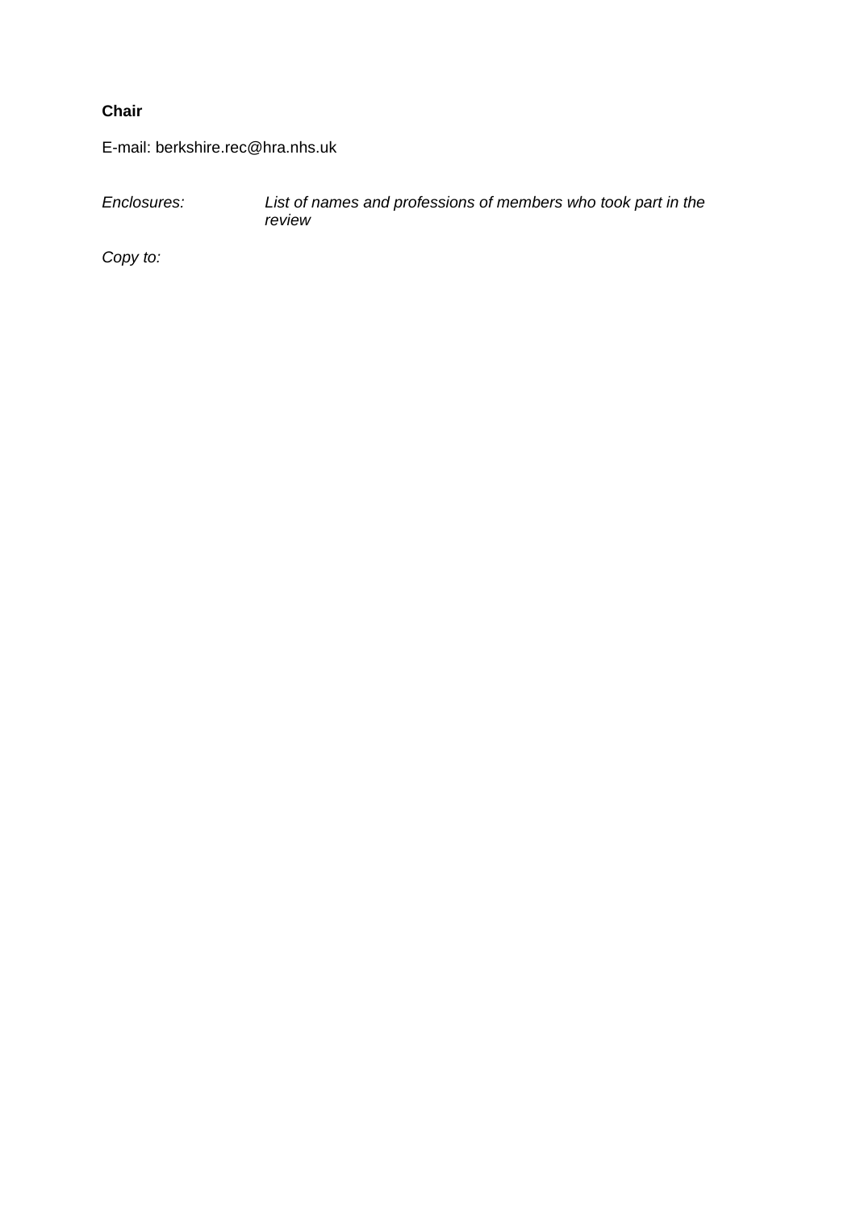**Chair**

E-mail: berkshire.rec@hra.nhs.uk

*Enclosures:* *List of names and professions of members who took part in the review*

*Copy to:*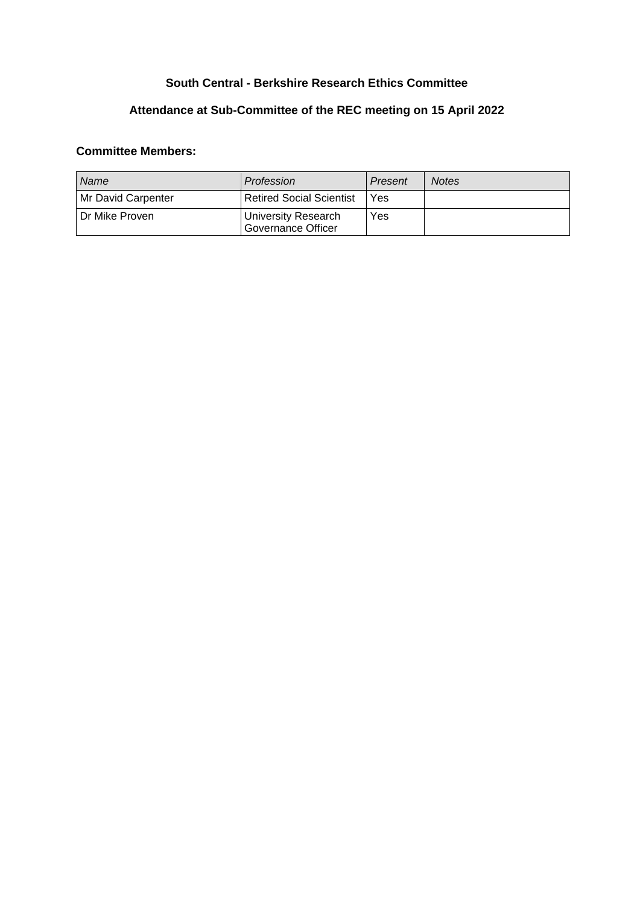# South Central - Berkshire Research Ethics Committee

## Attendance at Sub-Committee of the REC meeting on 15 April 2022

### Committee Members:

| *Name* | *Profession* | *Present* | *Notes* |
|---|---|---|---|
| Mr David Carpenter | Retired Social Scientist | Yes | |
| Dr Mike Proven | University Research Governance Officer | Yes | |